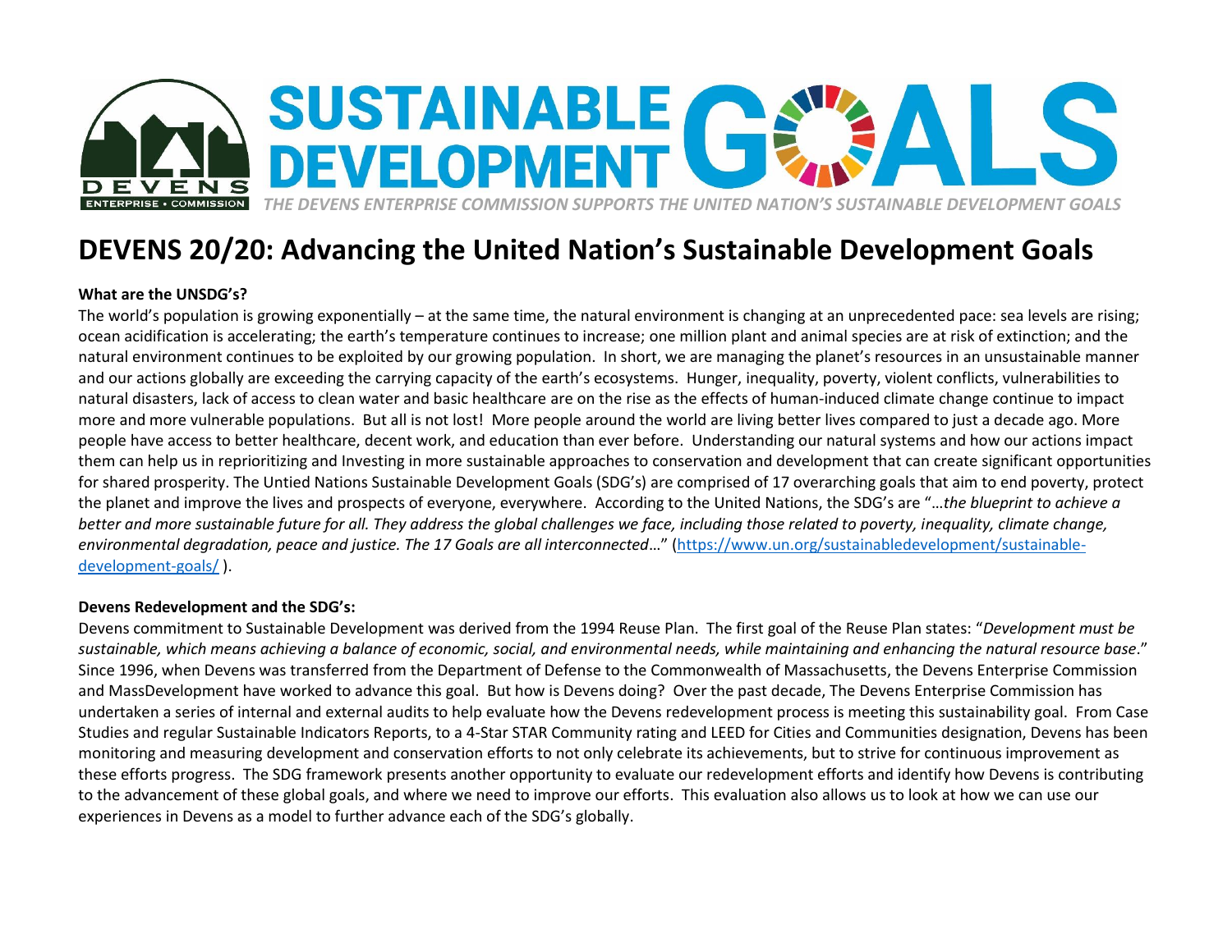SUSTAINABLE DEVELOPMENT GOALS

*THE DEVENS ENTERPRISE COMMISSION SUPPORTS THE UNITED NATION'S SUSTAINABLE DEVELOPMENT GOALS*

# DEVENS 20/20: Advancing the United Nation's Sustainable Development Goals

**What are the UNSDG's?**

The world's population is growing exponentially – at the same time, the natural environment is changing at an unprecedented pace: sea levels are rising; ocean acidification is accelerating; the earth's temperature continues to increase; one million plant and animal species are at risk of extinction; and the natural environment continues to be exploited by our growing population. In short, we are managing the planet's resources in an unsustainable manner and our actions globally are exceeding the carrying capacity of the earth's ecosystems. Hunger, inequality, poverty, violent conflicts, vulnerabilities to natural disasters, lack of access to clean water and basic healthcare are on the rise as the effects of human-induced climate change continue to impact more and more vulnerable populations. But all is not lost! More people around the world are living better lives compared to just a decade ago. More people have access to better healthcare, decent work, and education than ever before. Understanding our natural systems and how our actions impact them can help us in reprioritizing and Investing in more sustainable approaches to conservation and development that can create significant opportunities for shared prosperity. The Untied Nations Sustainable Development Goals (SDG's) are comprised of 17 overarching goals that aim to end poverty, protect the planet and improve the lives and prospects of everyone, everywhere. According to the United Nations, the SDG's are "…*the blueprint to achieve a better and more sustainable future for all. They address the global challenges we face, including those related to poverty, inequality, climate change, environmental degradation, peace and justice. The 17 Goals are all interconnected*…" (https://www.un.org/sustainabledevelopment/sustainable-development-goals/ ).

**Devens Redevelopment and the SDG's:**

Devens commitment to Sustainable Development was derived from the 1994 Reuse Plan. The first goal of the Reuse Plan states: "*Development must be sustainable, which means achieving a balance of economic, social, and environmental needs, while maintaining and enhancing the natural resource base*." Since 1996, when Devens was transferred from the Department of Defense to the Commonwealth of Massachusetts, the Devens Enterprise Commission and MassDevelopment have worked to advance this goal. But how is Devens doing? Over the past decade, The Devens Enterprise Commission has undertaken a series of internal and external audits to help evaluate how the Devens redevelopment process is meeting this sustainability goal. From Case Studies and regular Sustainable Indicators Reports, to a 4-Star STAR Community rating and LEED for Cities and Communities designation, Devens has been monitoring and measuring development and conservation efforts to not only celebrate its achievements, but to strive for continuous improvement as these efforts progress. The SDG framework presents another opportunity to evaluate our redevelopment efforts and identify how Devens is contributing to the advancement of these global goals, and where we need to improve our efforts. This evaluation also allows us to look at how we can use our experiences in Devens as a model to further advance each of the SDG's globally.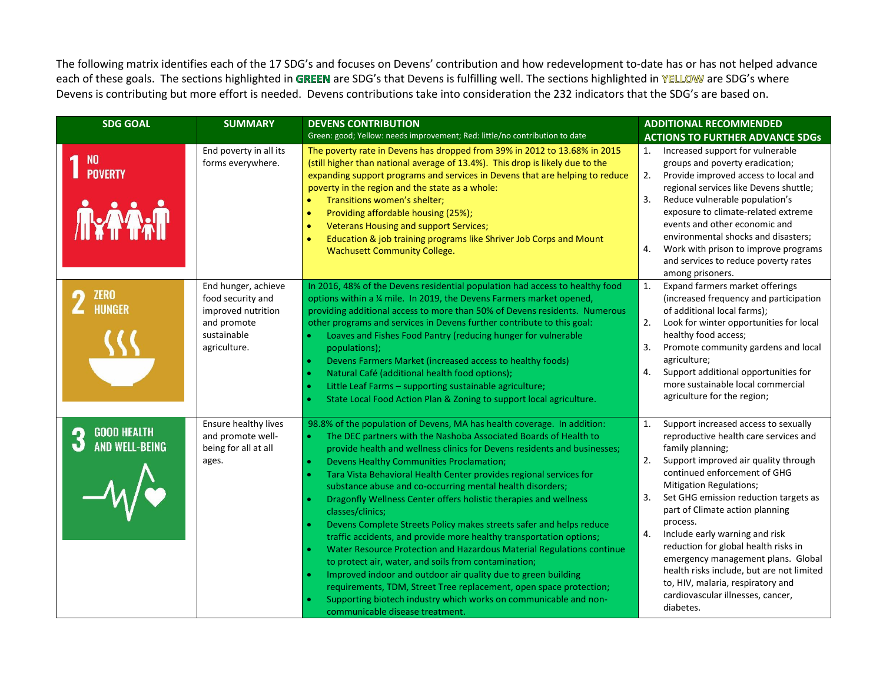The following matrix identifies each of the 17 SDG's and focuses on Devens' contribution and how redevelopment to-date has or has not helped advance each of these goals. The sections highlighted in **GREEN** are SDG's that Devens is fulfilling well. The sections highlighted in **YELLOW** are SDG's where Devens is contributing but more effort is needed. Devens contributions take into consideration the 232 indicators that the SDG's are based on.

| SDG GOAL | SUMMARY | DEVENS CONTRIBUTION<br>Green: good; Yellow: needs improvement; Red: little/no contribution to date | ADDITIONAL RECOMMENDED ACTIONS TO FURTHER ADVANCE SDGs |
|---|---|---|---|
| 1 NO POVERTY | End poverty in all its forms everywhere. | The poverty rate in Devens has dropped from 39% in 2012 to 13.68% in 2015 (still higher than national average of 13.4%). This drop is likely due to the expanding support programs and services in Devens that are helping to reduce poverty in the region and the state as a whole:<br>• Transitions women's shelter;<br>• Providing affordable housing (25%);<br>• Veterans Housing and support Services;<br>• Education & job training programs like Shriver Job Corps and Mount Wachusett Community College. | 1. Increased support for vulnerable groups and poverty eradication;<br>2. Provide improved access to local and regional services like Devens shuttle;<br>3. Reduce vulnerable population's exposure to climate-related extreme events and other economic and environmental shocks and disasters;<br>4. Work with prison to improve programs and services to reduce poverty rates among prisoners. |
| 2 ZERO HUNGER | End hunger, achieve food security and improved nutrition and promote sustainable agriculture. | In 2016, 48% of the Devens residential population had access to healthy food options within a ¼ mile. In 2019, the Devens Farmers market opened, providing additional access to more than 50% of Devens residents. Numerous other programs and services in Devens further contribute to this goal:<br>• Loaves and Fishes Food Pantry (reducing hunger for vulnerable populations);<br>• Devens Farmers Market (increased access to healthy foods)<br>• Natural Café (additional health food options);<br>• Little Leaf Farms – supporting sustainable agriculture;<br>• State Local Food Action Plan & Zoning to support local agriculture. | 1. Expand farmers market offerings (increased frequency and participation of additional local farms);<br>2. Look for winter opportunities for local healthy food access;<br>3. Promote community gardens and local agriculture;<br>4. Support additional opportunities for more sustainable local commercial agriculture for the region; |
| 3 GOOD HEALTH AND WELL-BEING | Ensure healthy lives and promote well-being for all at all ages. | 98.8% of the population of Devens, MA has health coverage. In addition:<br>• The DEC partners with the Nashoba Associated Boards of Health to provide health and wellness clinics for Devens residents and businesses;<br>• Devens Healthy Communities Proclamation;<br>• Tara Vista Behavioral Health Center provides regional services for substance abuse and co-occurring mental health disorders;<br>• Dragonfly Wellness Center offers holistic therapies and wellness classes/clinics;<br>• Devens Complete Streets Policy makes streets safer and helps reduce traffic accidents, and provide more healthy transportation options;<br>• Water Resource Protection and Hazardous Material Regulations continue to protect air, water, and soils from contamination;<br>• Improved indoor and outdoor air quality due to green building requirements, TDM, Street Tree replacement, open space protection;<br>• Supporting biotech industry which works on communicable and non-communicable disease treatment. | 1. Support increased access to sexually reproductive health care services and family planning;<br>2. Support improved air quality through continued enforcement of GHG Mitigation Regulations;<br>3. Set GHG emission reduction targets as part of Climate action planning process.<br>4. Include early warning and risk reduction for global health risks in emergency management plans. Global health risks include, but are not limited to, HIV, malaria, respiratory and cardiovascular illnesses, cancer, diabetes. |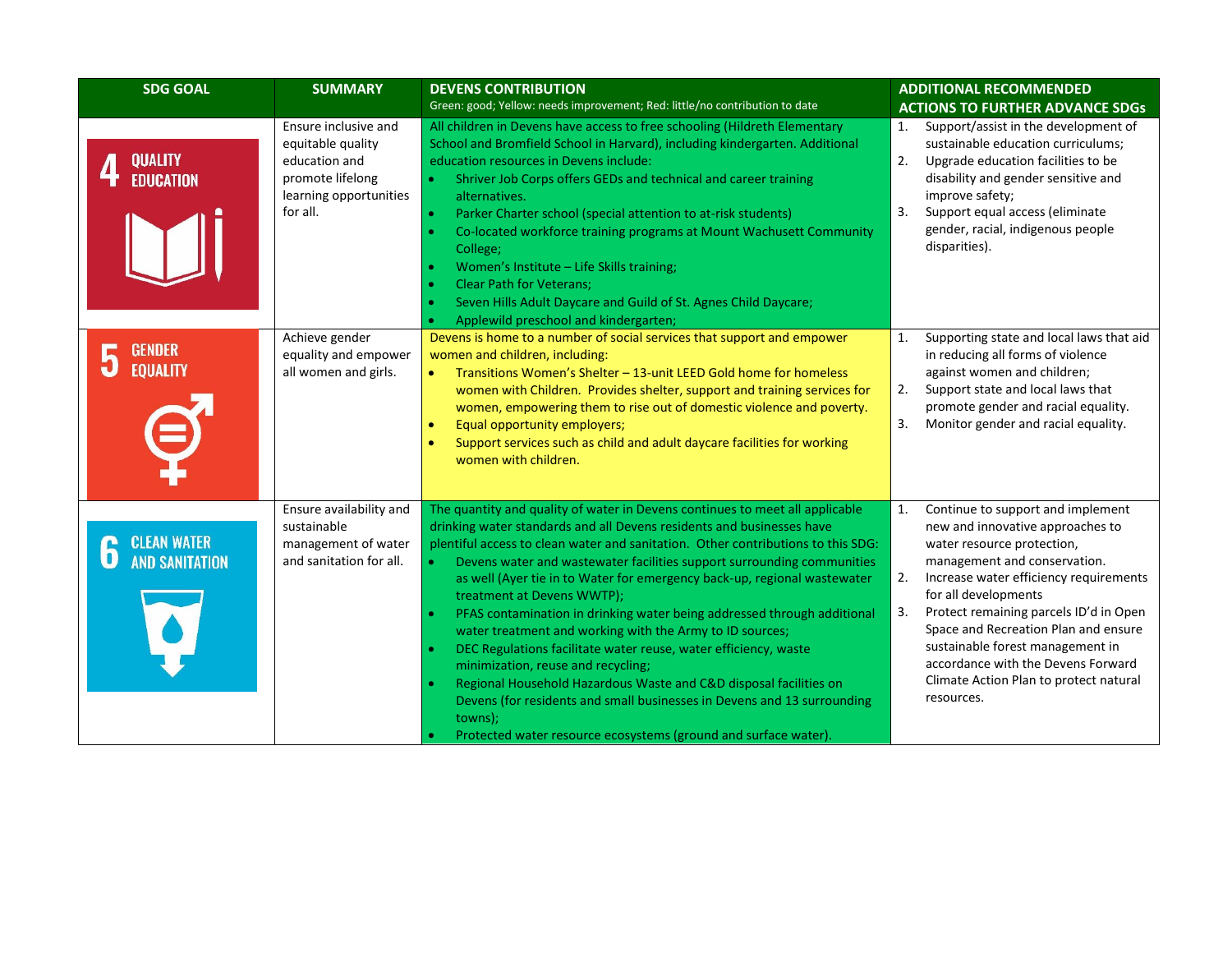| SDG GOAL | SUMMARY | DEVENS CONTRIBUTION<br>Green: good; Yellow: needs improvement; Red: little/no contribution to date | ADDITIONAL RECOMMENDED ACTIONS TO FURTHER ADVANCE SDGs |
|---|---|---|---|
| 4 QUALITY EDUCATION | Ensure inclusive and equitable quality education and promote lifelong learning opportunities for all. | All children in Devens have access to free schooling (Hildreth Elementary School and Bromfield School in Harvard), including kindergarten. Additional education resources in Devens include:<br>• Shriver Job Corps offers GEDs and technical and career training alternatives.<br>• Parker Charter school (special attention to at-risk students)<br>• Co-located workforce training programs at Mount Wachusett Community College;<br>• Women's Institute – Life Skills training;<br>• Clear Path for Veterans;<br>• Seven Hills Adult Daycare and Guild of St. Agnes Child Daycare;<br>• Applewild preschool and kindergarten; | 1. Support/assist in the development of sustainable education curriculums;<br>2. Upgrade education facilities to be disability and gender sensitive and improve safety;<br>3. Support equal access (eliminate gender, racial, indigenous people disparities). |
| 5 GENDER EQUALITY | Achieve gender equality and empower all women and girls. | Devens is home to a number of social services that support and empower women and children, including:<br>• Transitions Women's Shelter – 13-unit LEED Gold home for homeless women with Children. Provides shelter, support and training services for women, empowering them to rise out of domestic violence and poverty.<br>• Equal opportunity employers;<br>• Support services such as child and adult daycare facilities for working women with children. | 1. Supporting state and local laws that aid in reducing all forms of violence against women and children;<br>2. Support state and local laws that promote gender and racial equality.<br>3. Monitor gender and racial equality. |
| 6 CLEAN WATER AND SANITATION | Ensure availability and sustainable management of water and sanitation for all. | The quantity and quality of water in Devens continues to meet all applicable drinking water standards and all Devens residents and businesses have plentiful access to clean water and sanitation. Other contributions to this SDG:<br>• Devens water and wastewater facilities support surrounding communities as well (Ayer tie in to Water for emergency back-up, regional wastewater treatment at Devens WWTP);<br>• PFAS contamination in drinking water being addressed through additional water treatment and working with the Army to ID sources;<br>• DEC Regulations facilitate water reuse, water efficiency, waste minimization, reuse and recycling;<br>• Regional Household Hazardous Waste and C&D disposal facilities on Devens (for residents and small businesses in Devens and 13 surrounding towns);<br>• Protected water resource ecosystems (ground and surface water). | 1. Continue to support and implement new and innovative approaches to water resource protection, management and conservation.<br>2. Increase water efficiency requirements for all developments<br>3. Protect remaining parcels ID'd in Open Space and Recreation Plan and ensure sustainable forest management in accordance with the Devens Forward Climate Action Plan to protect natural resources. |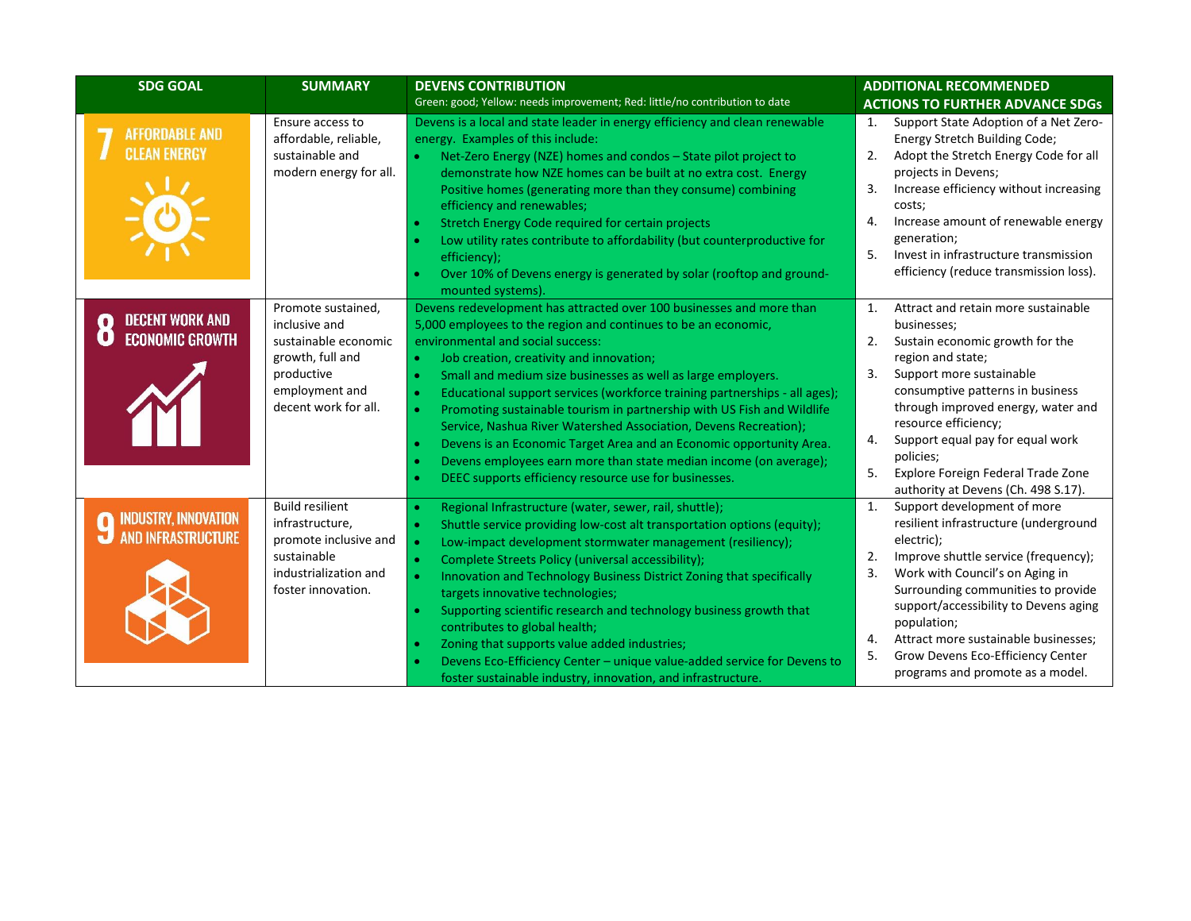| SDG GOAL | SUMMARY | DEVENS CONTRIBUTION<br>Green: good; Yellow: needs improvement; Red: little/no contribution to date | ADDITIONAL RECOMMENDED ACTIONS TO FURTHER ADVANCE SDGs |
|---|---|---|---|
| 7 AFFORDABLE AND CLEAN ENERGY | Ensure access to affordable, reliable, sustainable and modern energy for all. | Devens is a local and state leader in energy efficiency and clean renewable energy. Examples of this include:<br>• Net-Zero Energy (NZE) homes and condos – State pilot project to demonstrate how NZE homes can be built at no extra cost. Energy Positive homes (generating more than they consume) combining efficiency and renewables;<br>• Stretch Energy Code required for certain projects<br>• Low utility rates contribute to affordability (but counterproductive for efficiency);<br>• Over 10% of Devens energy is generated by solar (rooftop and ground-mounted systems). | 1. Support State Adoption of a Net Zero-Energy Stretch Building Code;<br>2. Adopt the Stretch Energy Code for all projects in Devens;<br>3. Increase efficiency without increasing costs;<br>4. Increase amount of renewable energy generation;<br>5. Invest in infrastructure transmission efficiency (reduce transmission loss). |
| 8 DECENT WORK AND ECONOMIC GROWTH | Promote sustained, inclusive and sustainable economic growth, full and productive employment and decent work for all. | Devens redevelopment has attracted over 100 businesses and more than 5,000 employees to the region and continues to be an economic, environmental and social success:<br>• Job creation, creativity and innovation;<br>• Small and medium size businesses as well as large employers.<br>• Educational support services (workforce training partnerships - all ages);<br>• Promoting sustainable tourism in partnership with US Fish and Wildlife Service, Nashua River Watershed Association, Devens Recreation);<br>• Devens is an Economic Target Area and an Economic opportunity Area.<br>• Devens employees earn more than state median income (on average);<br>• DEEC supports efficiency resource use for businesses. | 1. Attract and retain more sustainable businesses;<br>2. Sustain economic growth for the region and state;<br>3. Support more sustainable consumptive patterns in business through improved energy, water and resource efficiency;<br>4. Support equal pay for equal work policies;<br>5. Explore Foreign Federal Trade Zone authority at Devens (Ch. 498 S.17). |
| 9 INDUSTRY, INNOVATION AND INFRASTRUCTURE | Build resilient infrastructure, promote inclusive and sustainable industrialization and foster innovation. | • Regional Infrastructure (water, sewer, rail, shuttle);<br>• Shuttle service providing low-cost alt transportation options (equity);<br>• Low-impact development stormwater management (resiliency);<br>• Complete Streets Policy (universal accessibility);<br>• Innovation and Technology Business District Zoning that specifically targets innovative technologies;<br>• Supporting scientific research and technology business growth that contributes to global health;<br>• Zoning that supports value added industries;<br>• Devens Eco-Efficiency Center – unique value-added service for Devens to foster sustainable industry, innovation, and infrastructure. | 1. Support development of more resilient infrastructure (underground electric);<br>2. Improve shuttle service (frequency);<br>3. Work with Council's on Aging in Surrounding communities to provide support/accessibility to Devens aging population;<br>4. Attract more sustainable businesses;<br>5. Grow Devens Eco-Efficiency Center programs and promote as a model. |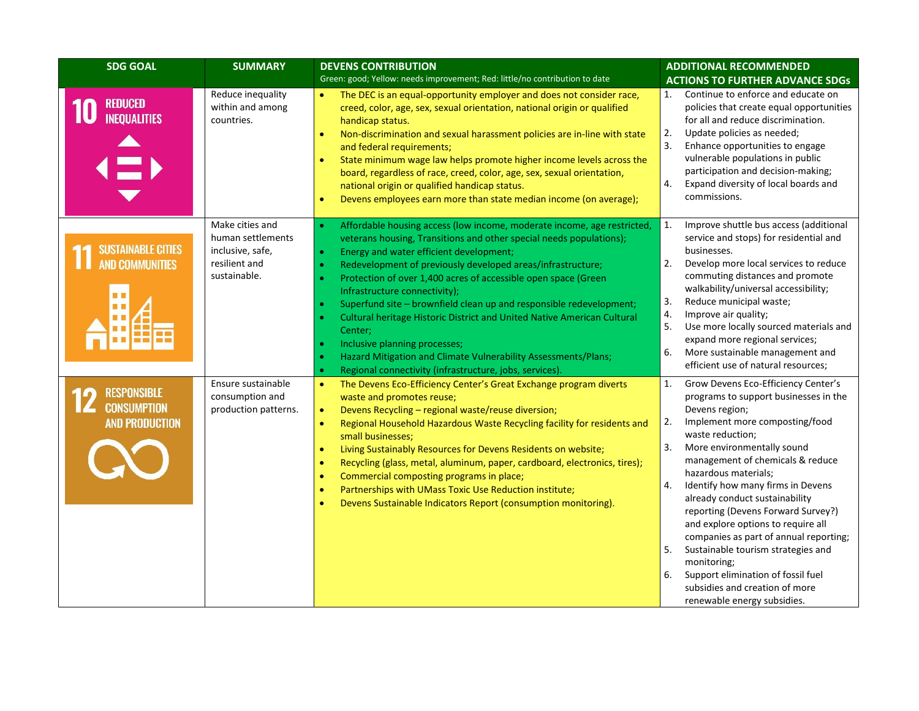| SDG GOAL | SUMMARY | DEVENS CONTRIBUTION<br>Green: good; Yellow: needs improvement; Red: little/no contribution to date | ADDITIONAL RECOMMENDED ACTIONS TO FURTHER ADVANCE SDGs |
|---|---|---|---|
| 10 REDUCED INEQUALITIES | Reduce inequality within and among countries. | • The DEC is an equal-opportunity employer and does not consider race, creed, color, age, sex, sexual orientation, national origin or qualified handicap status.<br>• Non-discrimination and sexual harassment policies are in-line with state and federal requirements;<br>• State minimum wage law helps promote higher income levels across the board, regardless of race, creed, color, age, sex, sexual orientation, national origin or qualified handicap status.<br>• Devens employees earn more than state median income (on average); | 1. Continue to enforce and educate on policies that create equal opportunities for all and reduce discrimination.<br>2. Update policies as needed;<br>3. Enhance opportunities to engage vulnerable populations in public participation and decision-making;<br>4. Expand diversity of local boards and commissions. |
| 11 SUSTAINABLE CITIES AND COMMUNITIES | Make cities and human settlements inclusive, safe, resilient and sustainable. | • Affordable housing access (low income, moderate income, age restricted, veterans housing, Transitions and other special needs populations);<br>• Energy and water efficient development;<br>• Redevelopment of previously developed areas/infrastructure;<br>• Protection of over 1,400 acres of accessible open space (Green Infrastructure connectivity);<br>• Superfund site – brownfield clean up and responsible redevelopment;<br>• Cultural heritage Historic District and United Native American Cultural Center;<br>• Inclusive planning processes;<br>• Hazard Mitigation and Climate Vulnerability Assessments/Plans;<br>• Regional connectivity (infrastructure, jobs, services). | 1. Improve shuttle bus access (additional service and stops) for residential and businesses.<br>2. Develop more local services to reduce commuting distances and promote walkability/universal accessibility;<br>3. Reduce municipal waste;<br>4. Improve air quality;<br>5. Use more locally sourced materials and expand more regional services;<br>6. More sustainable management and efficient use of natural resources; |
| 12 RESPONSIBLE CONSUMPTION AND PRODUCTION | Ensure sustainable consumption and production patterns. | • The Devens Eco-Efficiency Center's Great Exchange program diverts waste and promotes reuse;<br>• Devens Recycling – regional waste/reuse diversion;<br>• Regional Household Hazardous Waste Recycling facility for residents and small businesses;<br>• Living Sustainably Resources for Devens Residents on website;<br>• Recycling (glass, metal, aluminum, paper, cardboard, electronics, tires);<br>• Commercial composting programs in place;<br>• Partnerships with UMass Toxic Use Reduction institute;<br>• Devens Sustainable Indicators Report (consumption monitoring). | 1. Grow Devens Eco-Efficiency Center's programs to support businesses in the Devens region;<br>2. Implement more composting/food waste reduction;<br>3. More environmentally sound management of chemicals & reduce hazardous materials;<br>4. Identify how many firms in Devens already conduct sustainability reporting (Devens Forward Survey?) and explore options to require all companies as part of annual reporting;<br>5. Sustainable tourism strategies and monitoring;<br>6. Support elimination of fossil fuel subsidies and creation of more renewable energy subsidies. |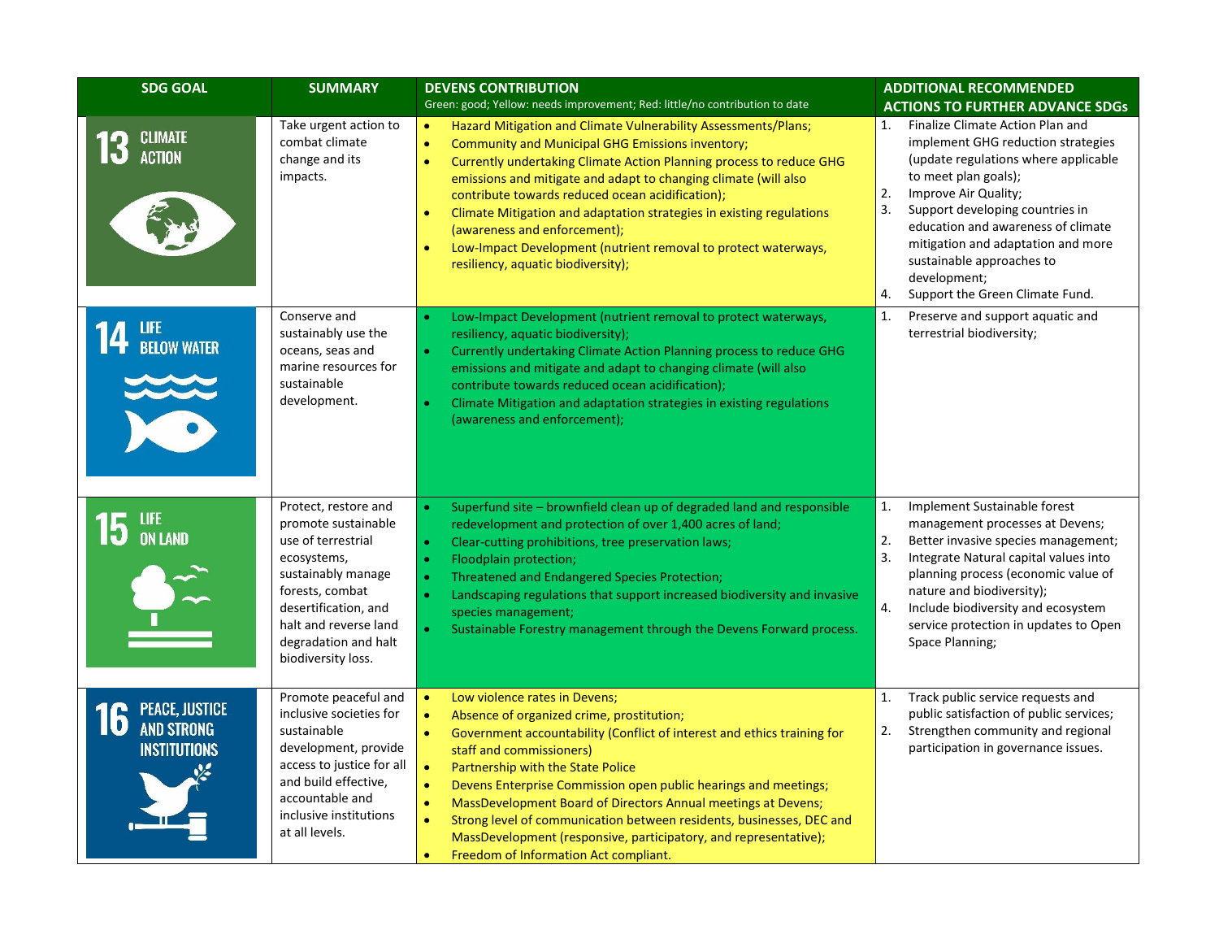| SDG GOAL | SUMMARY | DEVENS CONTRIBUTION<br>Green: good; Yellow: needs improvement; Red: little/no contribution to date | ADDITIONAL RECOMMENDED ACTIONS TO FURTHER ADVANCE SDGs |
|---|---|---|---|
| 13 CLIMATE ACTION | Take urgent action to combat climate change and its impacts. | • Hazard Mitigation and Climate Vulnerability Assessments/Plans;<br>• Community and Municipal GHG Emissions inventory;<br>• Currently undertaking Climate Action Planning process to reduce GHG emissions and mitigate and adapt to changing climate (will also contribute towards reduced ocean acidification);<br>• Climate Mitigation and adaptation strategies in existing regulations (awareness and enforcement);<br>• Low-Impact Development (nutrient removal to protect waterways, resiliency, aquatic biodiversity); | 1. Finalize Climate Action Plan and implement GHG reduction strategies (update regulations where applicable to meet plan goals);<br>2. Improve Air Quality;<br>3. Support developing countries in education and awareness of climate mitigation and adaptation and more sustainable approaches to development;<br>4. Support the Green Climate Fund. |
| 14 LIFE BELOW WATER | Conserve and sustainably use the oceans, seas and marine resources for sustainable development. | • Low-Impact Development (nutrient removal to protect waterways, resiliency, aquatic biodiversity);<br>• Currently undertaking Climate Action Planning process to reduce GHG emissions and mitigate and adapt to changing climate (will also contribute towards reduced ocean acidification);<br>• Climate Mitigation and adaptation strategies in existing regulations (awareness and enforcement); | 1. Preserve and support aquatic and terrestrial biodiversity; |
| 15 LIFE ON LAND | Protect, restore and promote sustainable use of terrestrial ecosystems, sustainably manage forests, combat desertification, and halt and reverse land degradation and halt biodiversity loss. | • Superfund site – brownfield clean up of degraded land and responsible redevelopment and protection of over 1,400 acres of land;<br>• Clear-cutting prohibitions, tree preservation laws;<br>• Floodplain protection;<br>• Threatened and Endangered Species Protection;<br>• Landscaping regulations that support increased biodiversity and invasive species management;<br>• Sustainable Forestry management through the Devens Forward process. | 1. Implement Sustainable forest management processes at Devens;<br>2. Better invasive species management;<br>3. Integrate Natural capital values into planning process (economic value of nature and biodiversity);<br>4. Include biodiversity and ecosystem service protection in updates to Open Space Planning; |
| 16 PEACE, JUSTICE AND STRONG INSTITUTIONS | Promote peaceful and inclusive societies for sustainable development, provide access to justice for all and build effective, accountable and inclusive institutions at all levels. | • Low violence rates in Devens;<br>• Absence of organized crime, prostitution;<br>• Government accountability (Conflict of interest and ethics training for staff and commissioners)<br>• Partnership with the State Police<br>• Devens Enterprise Commission open public hearings and meetings;<br>• MassDevelopment Board of Directors Annual meetings at Devens;<br>• Strong level of communication between residents, businesses, DEC and MassDevelopment (responsive, participatory, and representative);<br>• Freedom of Information Act compliant. | 1. Track public service requests and public satisfaction of public services;<br>2. Strengthen community and regional participation in governance issues. |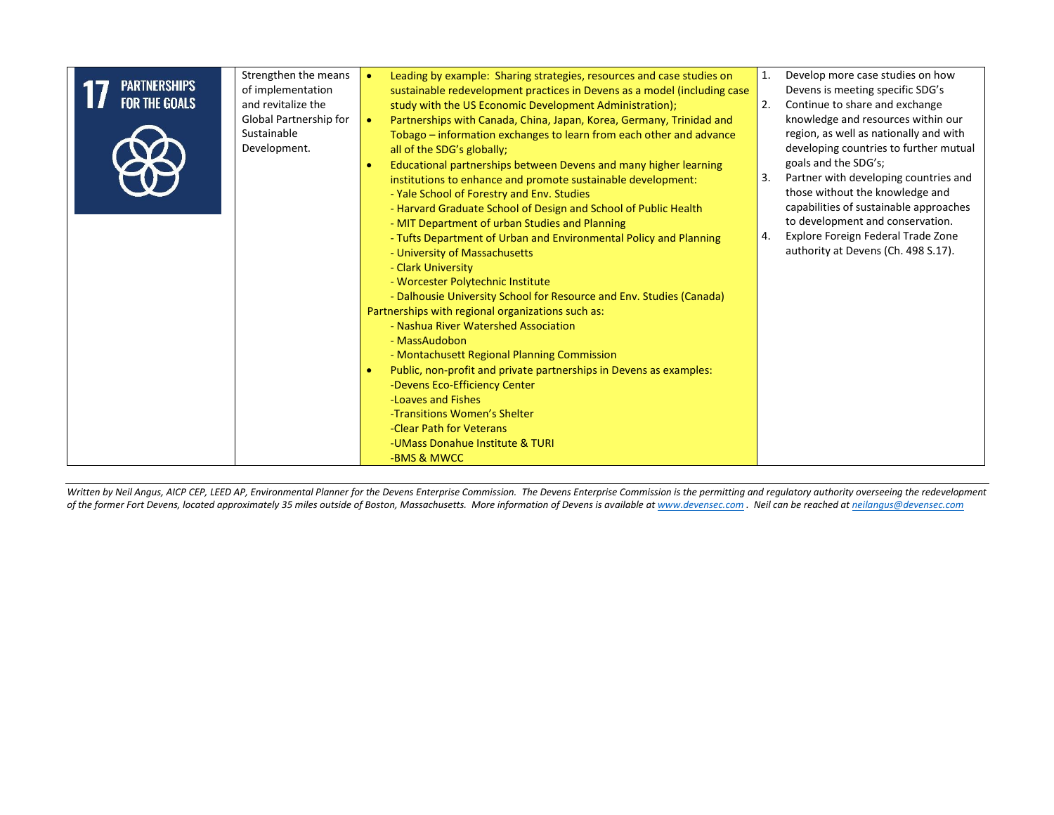| | | | |
|---|---|---|---|
| 17 PARTNERSHIPS FOR THE GOALS | Strengthen the means of implementation and revitalize the Global Partnership for Sustainable Development. | • Leading by example: Sharing strategies, resources and case studies on sustainable redevelopment practices in Devens as a model (including case study with the US Economic Development Administration);<br>• Partnerships with Canada, China, Japan, Korea, Germany, Trinidad and Tobago – information exchanges to learn from each other and advance all of the SDG's globally;<br>• Educational partnerships between Devens and many higher learning institutions to enhance and promote sustainable development:<br>- Yale School of Forestry and Env. Studies<br>- Harvard Graduate School of Design and School of Public Health<br>- MIT Department of urban Studies and Planning<br>- Tufts Department of Urban and Environmental Policy and Planning<br>- University of Massachusetts<br>- Clark University<br>- Worcester Polytechnic Institute<br>- Dalhousie University School for Resource and Env. Studies (Canada)<br>Partnerships with regional organizations such as:<br>- Nashua River Watershed Association<br>- MassAudobon<br>- Montachusett Regional Planning Commission<br>• Public, non-profit and private partnerships in Devens as examples:<br>-Devens Eco-Efficiency Center<br>-Loaves and Fishes<br>-Transitions Women's Shelter<br>-Clear Path for Veterans<br>-UMass Donahue Institute & TURI<br>-BMS & MWCC | 1. Develop more case studies on how Devens is meeting specific SDG's<br>2. Continue to share and exchange knowledge and resources within our region, as well as nationally and with developing countries to further mutual goals and the SDG's;<br>3. Partner with developing countries and those without the knowledge and capabilities of sustainable approaches to development and conservation.<br>4. Explore Foreign Federal Trade Zone authority at Devens (Ch. 498 S.17). |

*Written by Neil Angus, AICP CEP, LEED AP, Environmental Planner for the Devens Enterprise Commission. The Devens Enterprise Commission is the permitting and regulatory authority overseeing the redevelopment of the former Fort Devens, located approximately 35 miles outside of Boston, Massachusetts. More information of Devens is available at www.devensec.com . Neil can be reached at neilangus@devensec.com*